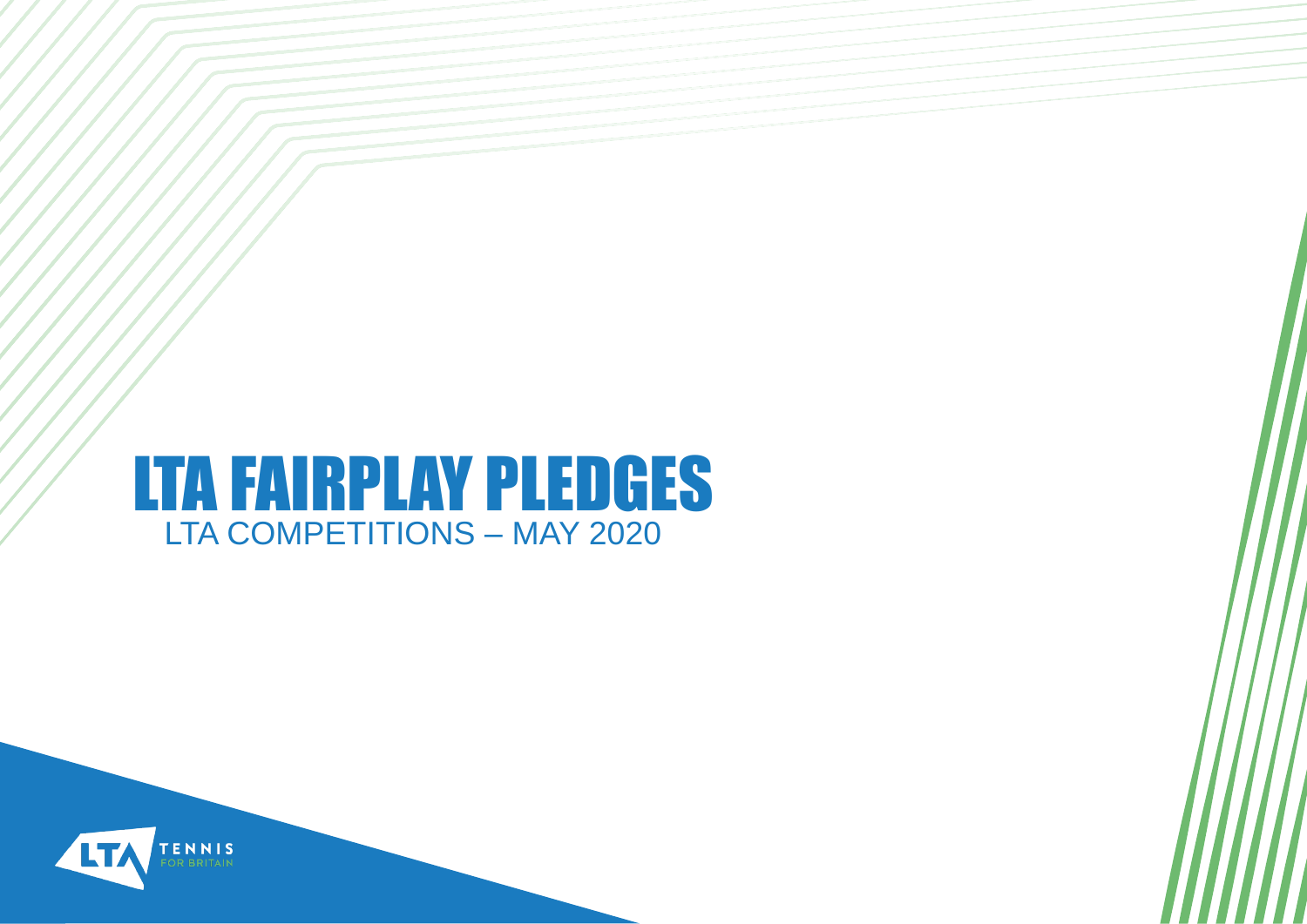# LTA FAIRPLAY PLEDGES

LTA COMPETITIONS – MAY 2020

LTA TENNIS FOR BRITAIN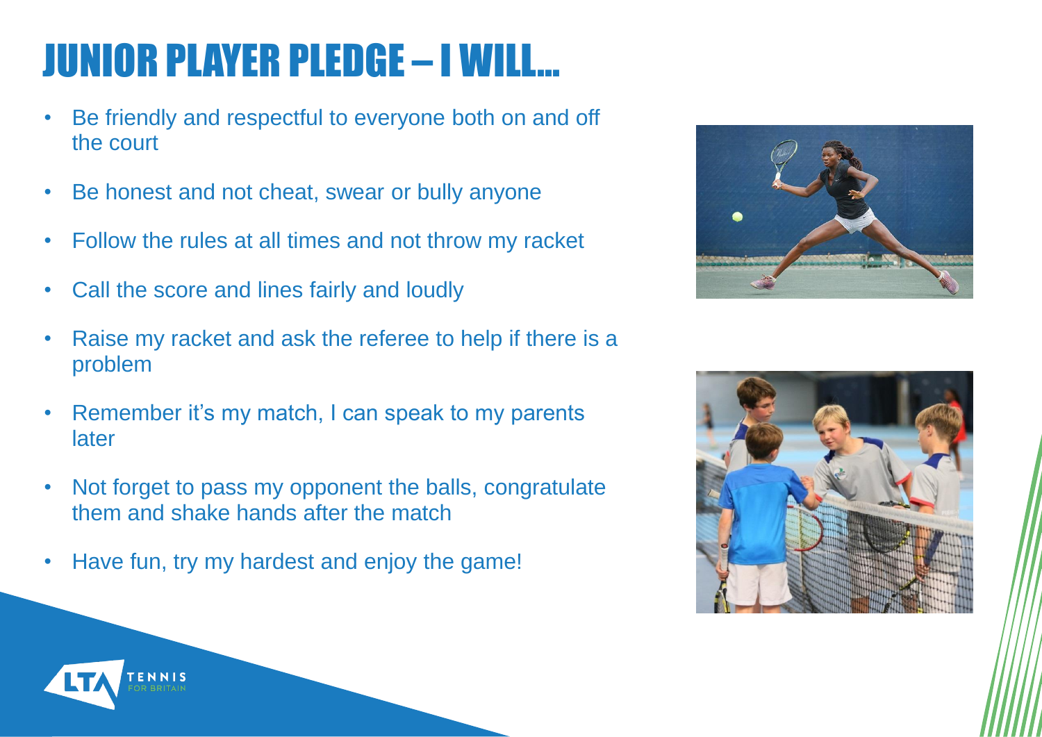# JUNIOR PLAYER PLEDGE – I WILL…

- Be friendly and respectful to everyone both on and off the court
- Be honest and not cheat, swear or bully anyone
- Follow the rules at all times and not throw my racket
- Call the score and lines fairly and loudly
- Raise my racket and ask the referee to help if there is a problem
- Remember it's my match, I can speak to my parents later
- Not forget to pass my opponent the balls, congratulate them and shake hands after the match
- Have fun, try my hardest and enjoy the game!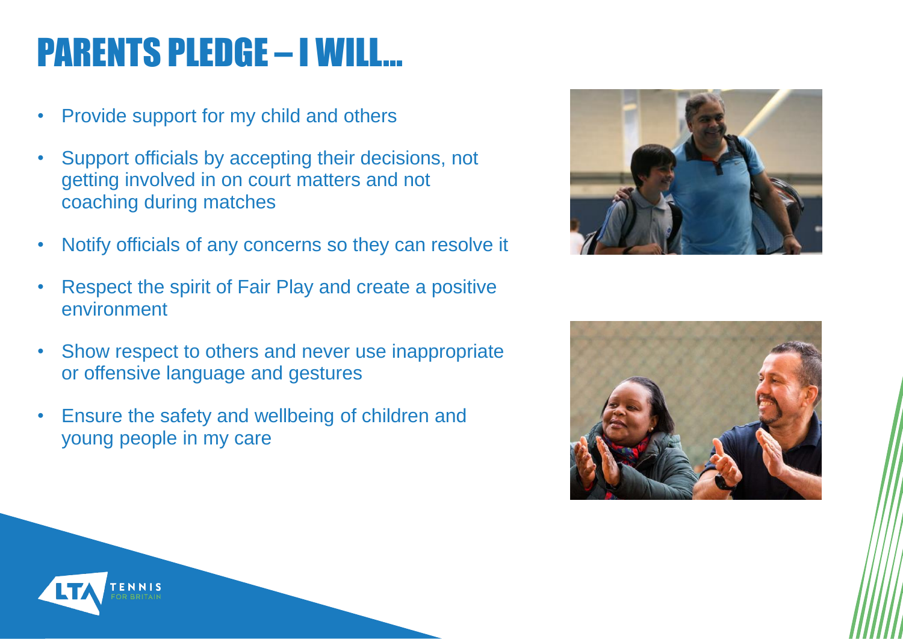# PARENTS PLEDGE – I WILL…

- Provide support for my child and others
- Support officials by accepting their decisions, not getting involved in on court matters and not coaching during matches
- Notify officials of any concerns so they can resolve it
- Respect the spirit of Fair Play and create a positive environment
- Show respect to others and never use inappropriate or offensive language and gestures
- Ensure the safety and wellbeing of children and young people in my care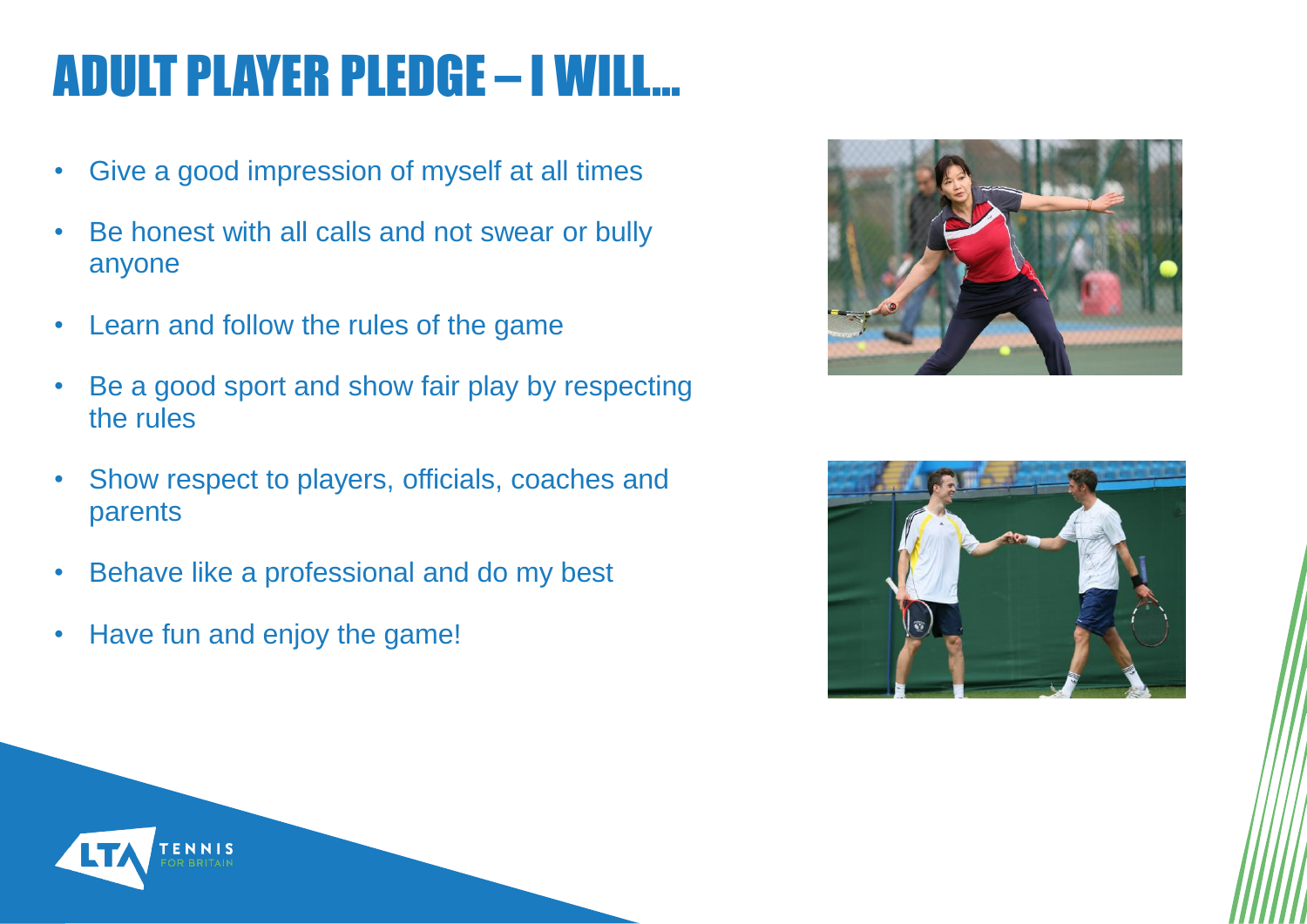# ADULT PLAYER PLEDGE – I WILL...

- Give a good impression of myself at all times
- Be honest with all calls and not swear or bully anyone
- Learn and follow the rules of the game
- Be a good sport and show fair play by respecting the rules
- Show respect to players, officials, coaches and parents
- Behave like a professional and do my best
- Have fun and enjoy the game!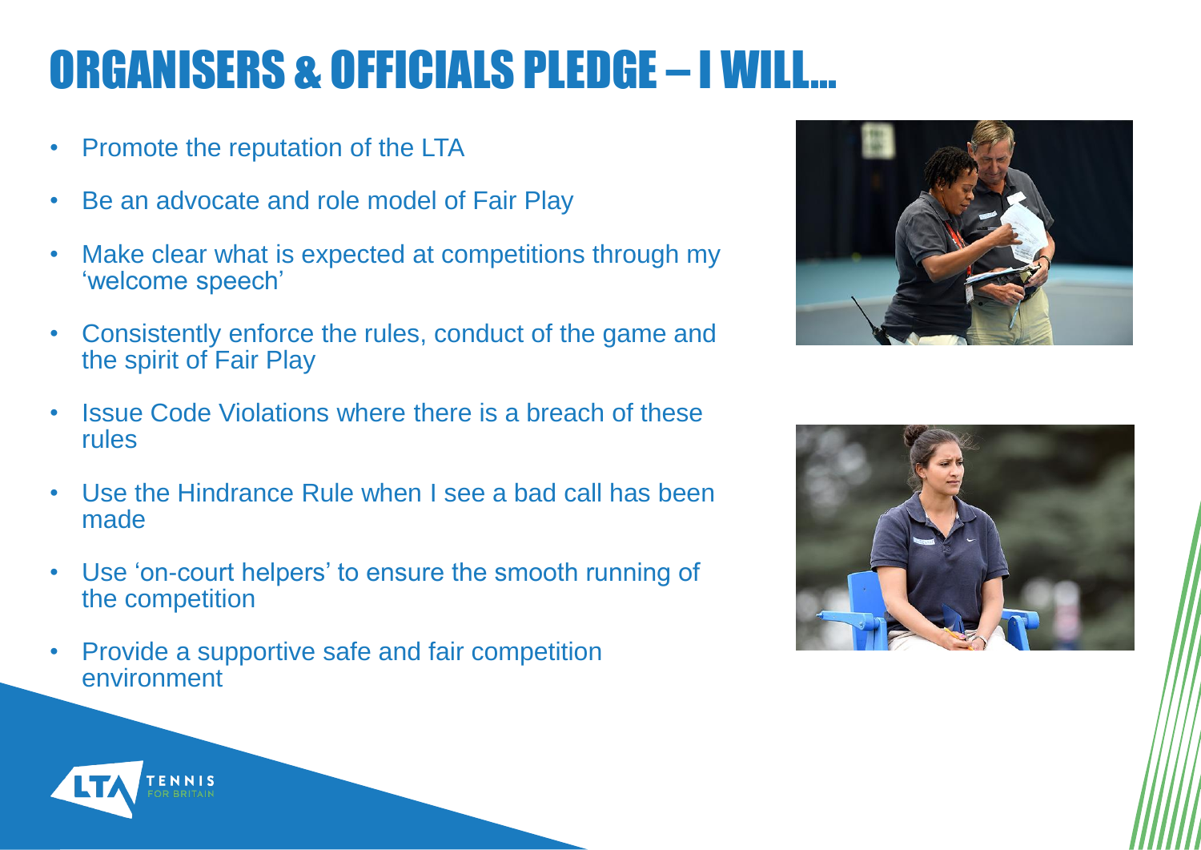# ORGANISERS & OFFICIALS PLEDGE – I WILL…

- Promote the reputation of the LTA
- Be an advocate and role model of Fair Play
- Make clear what is expected at competitions through my 'welcome speech'
- Consistently enforce the rules, conduct of the game and the spirit of Fair Play
- Issue Code Violations where there is a breach of these rules
- Use the Hindrance Rule when I see a bad call has been made
- Use 'on-court helpers' to ensure the smooth running of the competition
- Provide a supportive safe and fair competition environment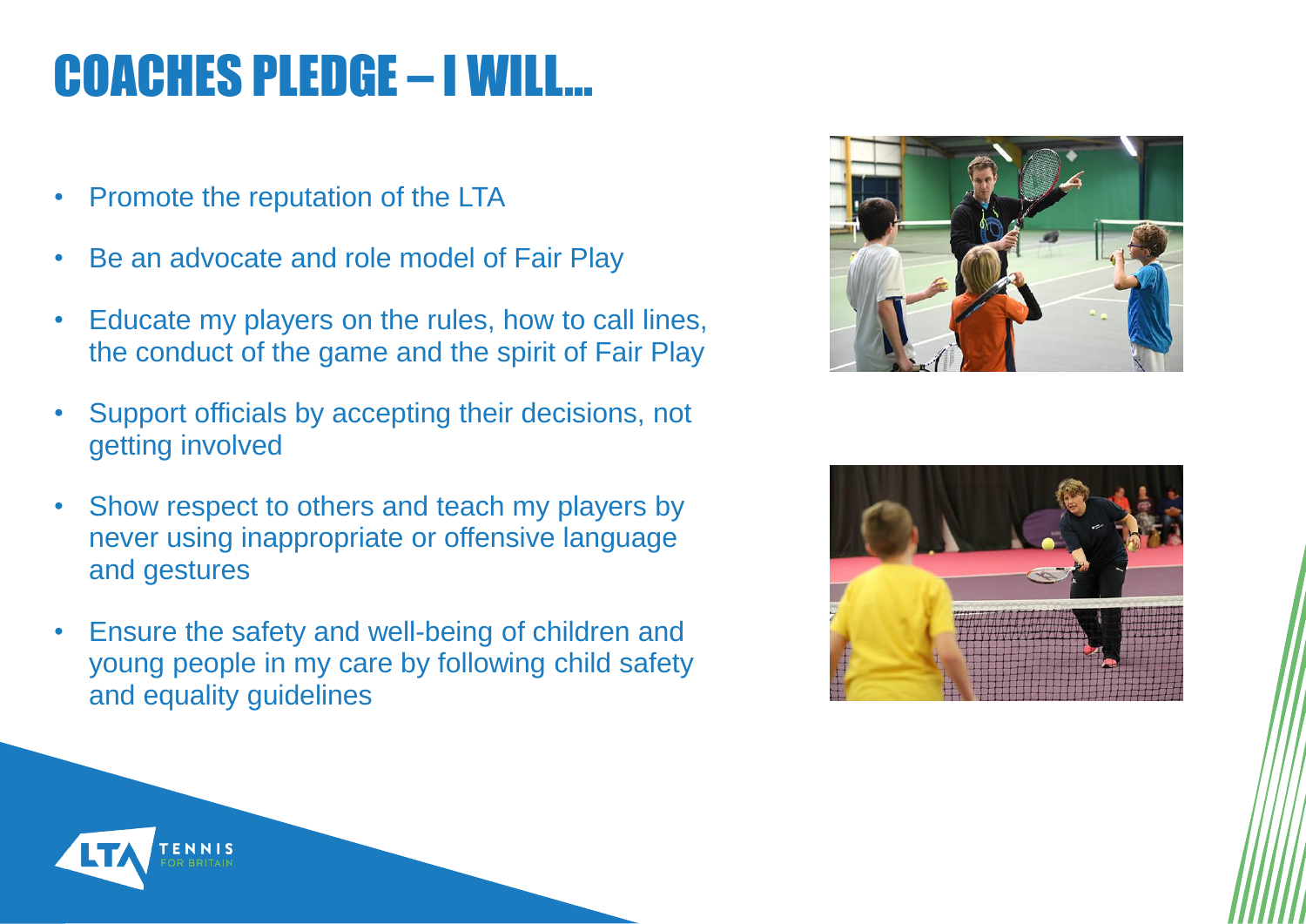# COACHES PLEDGE – I WILL...

- Promote the reputation of the LTA
- Be an advocate and role model of Fair Play
- Educate my players on the rules, how to call lines, the conduct of the game and the spirit of Fair Play
- Support officials by accepting their decisions, not getting involved
- Show respect to others and teach my players by never using inappropriate or offensive language and gestures
- Ensure the safety and well-being of children and young people in my care by following child safety and equality guidelines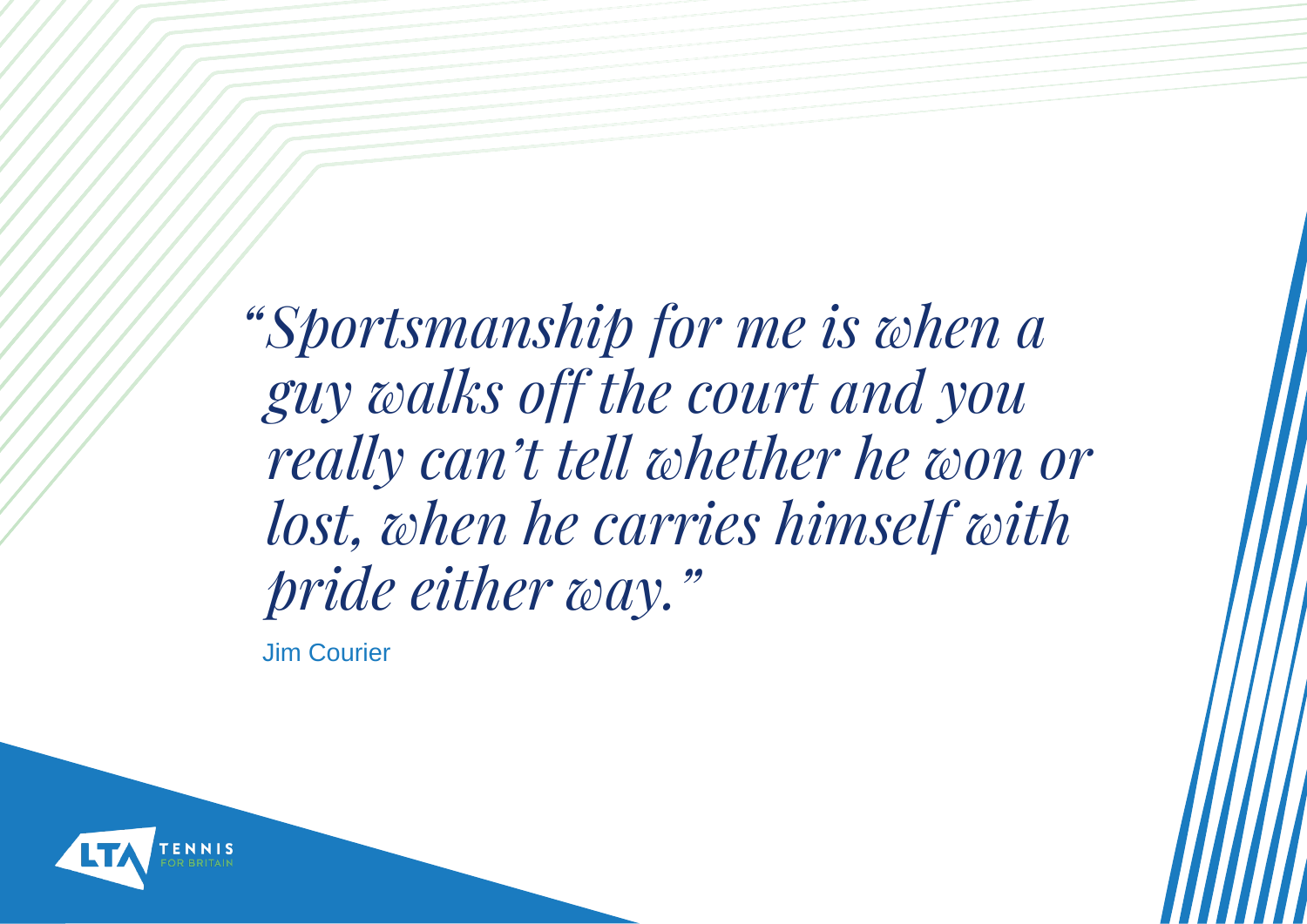*"Sportsmanship for me is when a guy walks off the court and you really can't tell whether he won or lost, when he carries himself with pride either way."*

Jim Courier

LTA TENNIS FOR BRITAIN